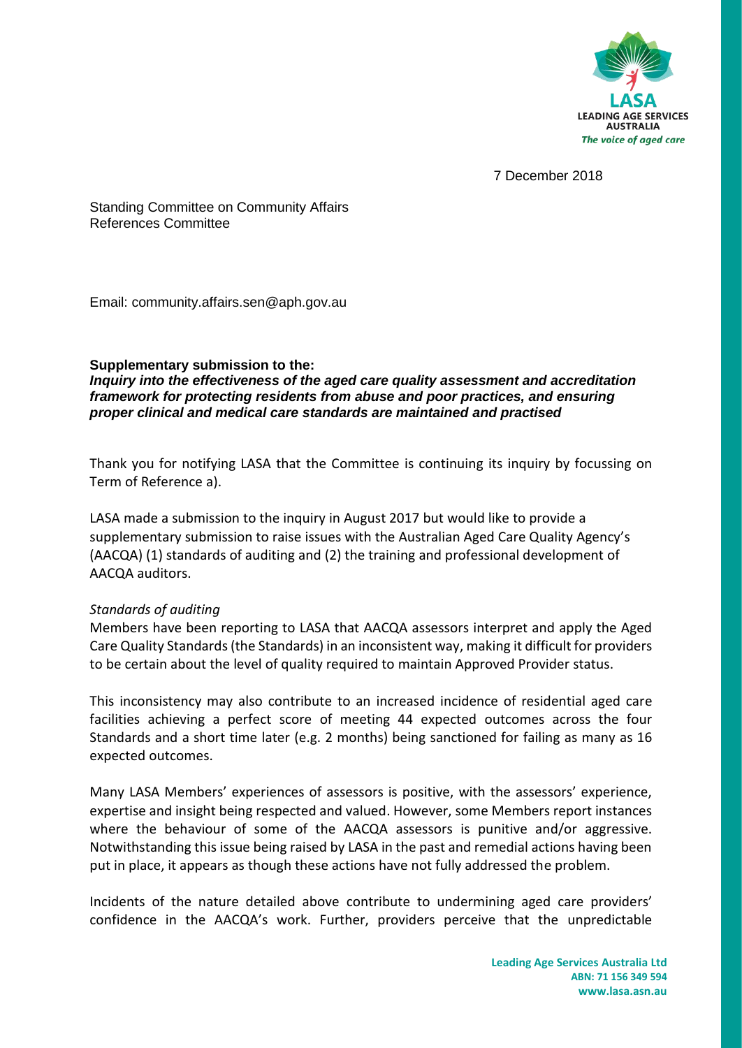LASA
LEADING AGE SERVICES AUSTRALIA
*The voice of aged care*

7 December 2018

Standing Committee on Community Affairs
References Committee

Email: community.affairs.sen@aph.gov.au

**Supplementary submission to the:**
***Inquiry into the effectiveness of the aged care quality assessment and accreditation framework for protecting residents from abuse and poor practices, and ensuring proper clinical and medical care standards are maintained and practised***

Thank you for notifying LASA that the Committee is continuing its inquiry by focussing on Term of Reference a).

LASA made a submission to the inquiry in August 2017 but would like to provide a supplementary submission to raise issues with the Australian Aged Care Quality Agency's (AACQA) (1) standards of auditing and (2) the training and professional development of AACQA auditors.

*Standards of auditing*
Members have been reporting to LASA that AACQA assessors interpret and apply the Aged Care Quality Standards (the Standards) in an inconsistent way, making it difficult for providers to be certain about the level of quality required to maintain Approved Provider status.

This inconsistency may also contribute to an increased incidence of residential aged care facilities achieving a perfect score of meeting 44 expected outcomes across the four Standards and a short time later (e.g. 2 months) being sanctioned for failing as many as 16 expected outcomes.

Many LASA Members' experiences of assessors is positive, with the assessors' experience, expertise and insight being respected and valued. However, some Members report instances where the behaviour of some of the AACQA assessors is punitive and/or aggressive. Notwithstanding this issue being raised by LASA in the past and remedial actions having been put in place, it appears as though these actions have not fully addressed the problem.

Incidents of the nature detailed above contribute to undermining aged care providers' confidence in the AACQA's work. Further, providers perceive that the unpredictable

**Leading Age Services Australia Ltd**
**ABN: 71 156 349 594**
**www.lasa.asn.au**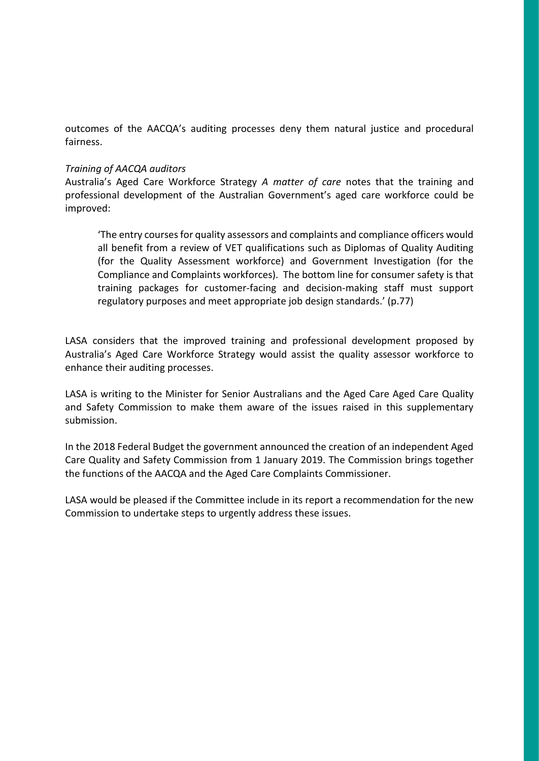outcomes of the AACQA's auditing processes deny them natural justice and procedural fairness.

*Training of AACQA auditors*

Australia's Aged Care Workforce Strategy *A matter of care* notes that the training and professional development of the Australian Government's aged care workforce could be improved:

> 'The entry courses for quality assessors and complaints and compliance officers would all benefit from a review of VET qualifications such as Diplomas of Quality Auditing (for the Quality Assessment workforce) and Government Investigation (for the Compliance and Complaints workforces). The bottom line for consumer safety is that training packages for customer-facing and decision-making staff must support regulatory purposes and meet appropriate job design standards.' (p.77)

LASA considers that the improved training and professional development proposed by Australia's Aged Care Workforce Strategy would assist the quality assessor workforce to enhance their auditing processes.

LASA is writing to the Minister for Senior Australians and the Aged Care Aged Care Quality and Safety Commission to make them aware of the issues raised in this supplementary submission.

In the 2018 Federal Budget the government announced the creation of an independent Aged Care Quality and Safety Commission from 1 January 2019. The Commission brings together the functions of the AACQA and the Aged Care Complaints Commissioner.

LASA would be pleased if the Committee include in its report a recommendation for the new Commission to undertake steps to urgently address these issues.